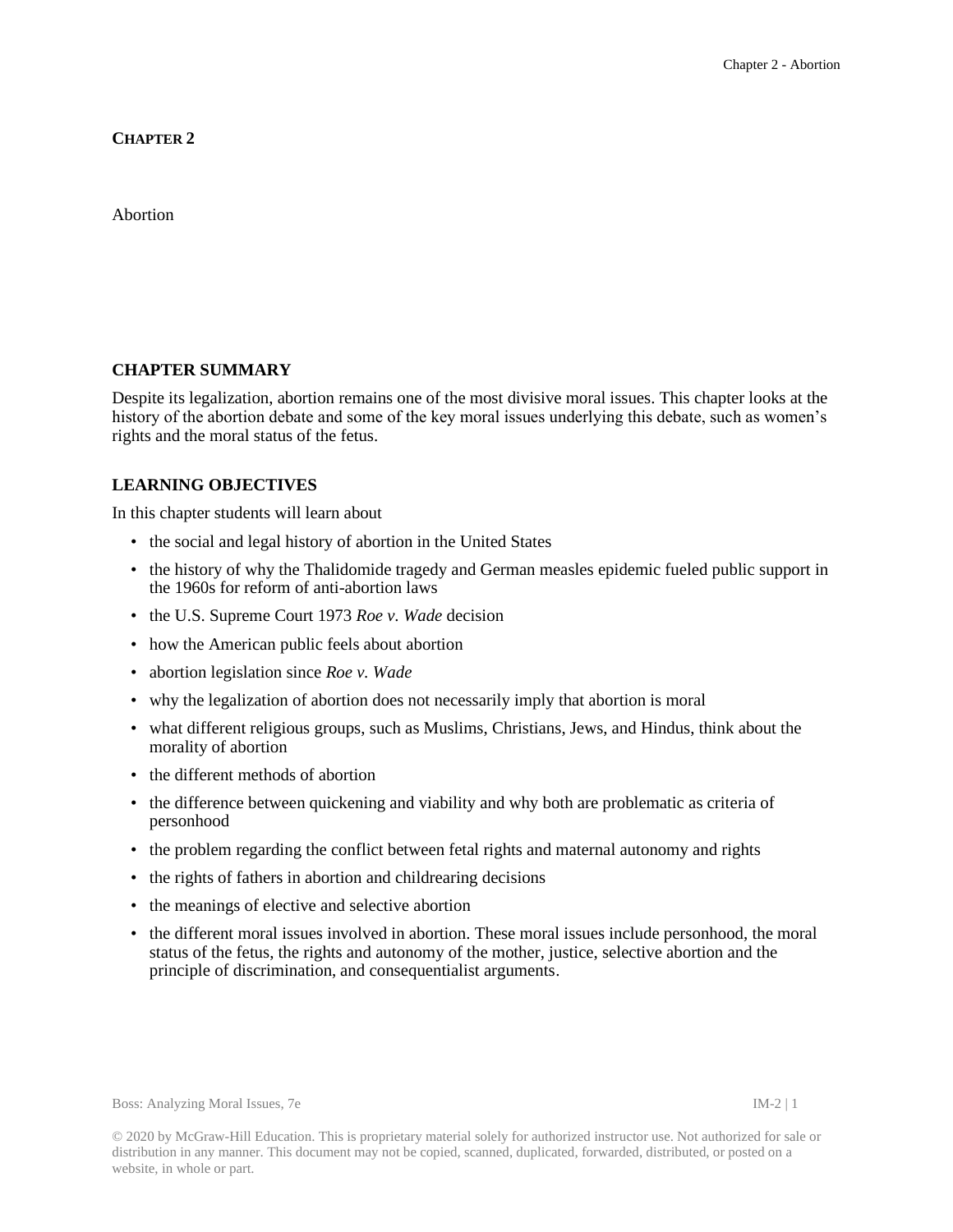# CHAPTER 2

Abortion

## CHAPTER SUMMARY

Despite its legalization, abortion remains one of the most divisive moral issues. This chapter looks at the history of the abortion debate and some of the key moral issues underlying this debate, such as women's rights and the moral status of the fetus.

## LEARNING OBJECTIVES

In this chapter students will learn about

- the social and legal history of abortion in the United States
- the history of why the Thalidomide tragedy and German measles epidemic fueled public support in the 1960s for reform of anti-abortion laws
- the U.S. Supreme Court 1973 *Roe v. Wade* decision
- how the American public feels about abortion
- abortion legislation since *Roe v. Wade*
- why the legalization of abortion does not necessarily imply that abortion is moral
- what different religious groups, such as Muslims, Christians, Jews, and Hindus, think about the morality of abortion
- the different methods of abortion
- the difference between quickening and viability and why both are problematic as criteria of personhood
- the problem regarding the conflict between fetal rights and maternal autonomy and rights
- the rights of fathers in abortion and childrearing decisions
- the meanings of elective and selective abortion
- the different moral issues involved in abortion. These moral issues include personhood, the moral status of the fetus, the rights and autonomy of the mother, justice, selective abortion and the principle of discrimination, and consequentialist arguments.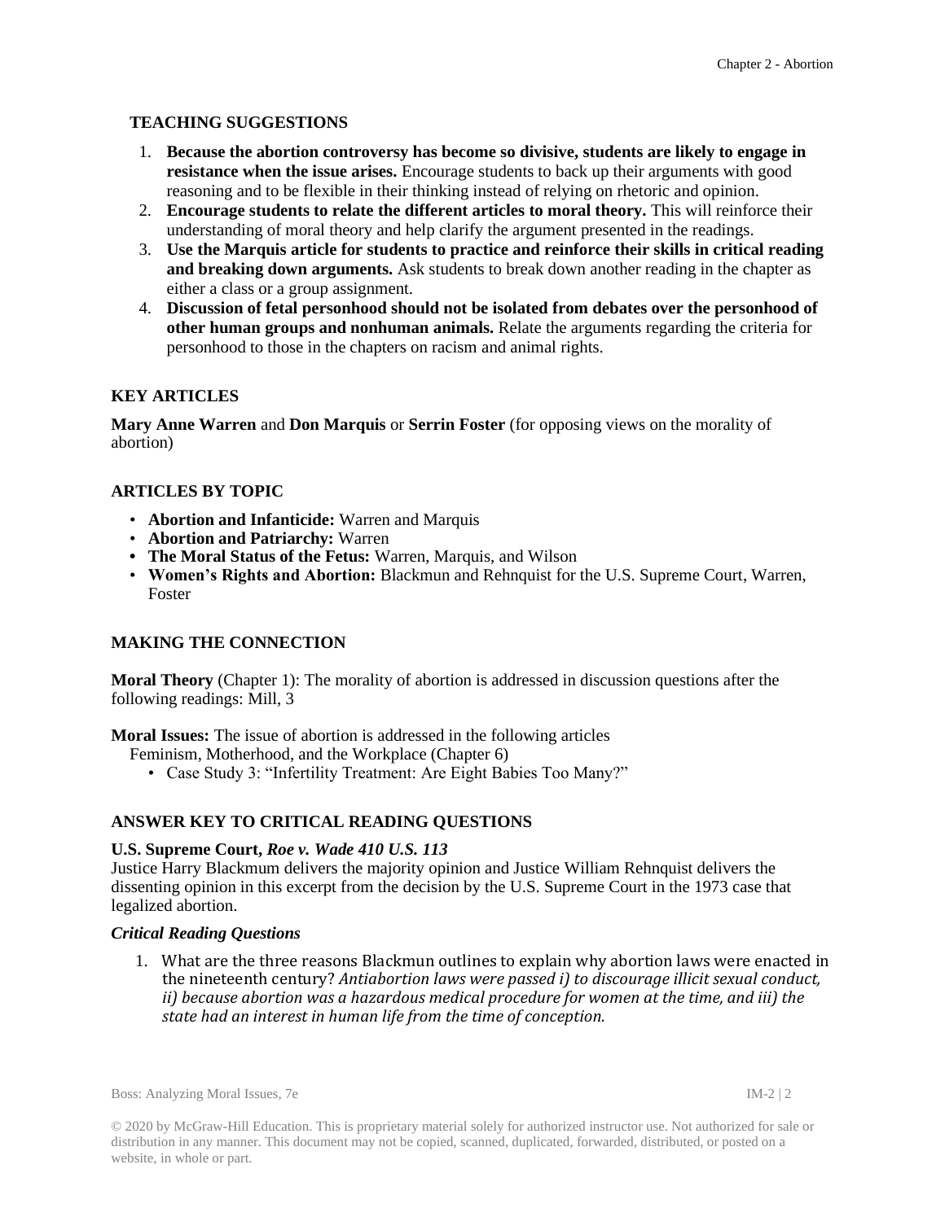### TEACHING SUGGESTIONS

1. **Because the abortion controversy has become so divisive, students are likely to engage in resistance when the issue arises.** Encourage students to back up their arguments with good reasoning and to be flexible in their thinking instead of relying on rhetoric and opinion.
2. **Encourage students to relate the different articles to moral theory.** This will reinforce their understanding of moral theory and help clarify the argument presented in the readings.
3. **Use the Marquis article for students to practice and reinforce their skills in critical reading and breaking down arguments.** Ask students to break down another reading in the chapter as either a class or a group assignment.
4. **Discussion of fetal personhood should not be isolated from debates over the personhood of other human groups and nonhuman animals.** Relate the arguments regarding the criteria for personhood to those in the chapters on racism and animal rights.

### KEY ARTICLES

**Mary Anne Warren** and **Don Marquis** or **Serrin Foster** (for opposing views on the morality of abortion)

### ARTICLES BY TOPIC

- **Abortion and Infanticide:** Warren and Marquis
- **Abortion and Patriarchy:** Warren
- **The Moral Status of the Fetus:** Warren, Marquis, and Wilson
- **Women's Rights and Abortion:** Blackmun and Rehnquist for the U.S. Supreme Court, Warren, Foster

### MAKING THE CONNECTION

**Moral Theory** (Chapter 1): The morality of abortion is addressed in discussion questions after the following readings: Mill, 3

**Moral Issues:** The issue of abortion is addressed in the following articles

Feminism, Motherhood, and the Workplace (Chapter 6)

- Case Study 3: "Infertility Treatment: Are Eight Babies Too Many?"

### ANSWER KEY TO CRITICAL READING QUESTIONS

**U.S. Supreme Court,** ***Roe v. Wade 410 U.S. 113***

Justice Harry Blackmum delivers the majority opinion and Justice William Rehnquist delivers the dissenting opinion in this excerpt from the decision by the U.S. Supreme Court in the 1973 case that legalized abortion.

#### *Critical Reading Questions*

1. What are the three reasons Blackmun outlines to explain why abortion laws were enacted in the nineteenth century? *Antiabortion laws were passed i) to discourage illicit sexual conduct, ii) because abortion was a hazardous medical procedure for women at the time, and iii) the state had an interest in human life from the time of conception.*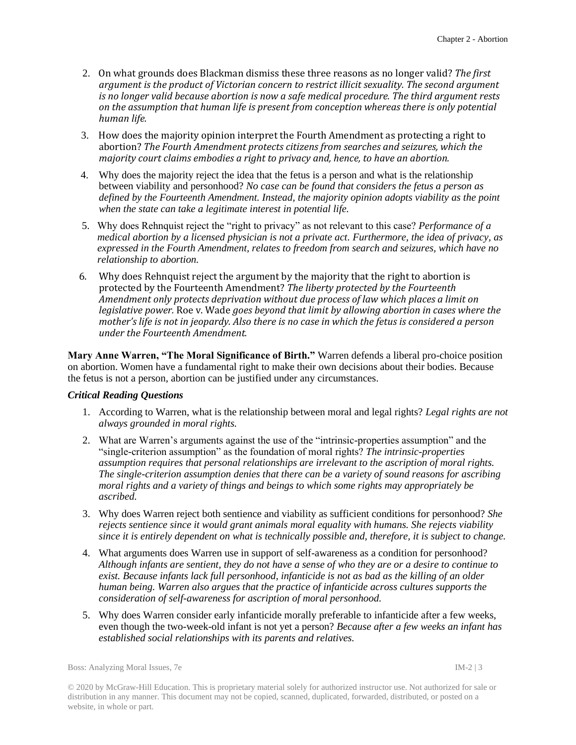2. On what grounds does Blackman dismiss these three reasons as no longer valid? *The first argument is the product of Victorian concern to restrict illicit sexuality. The second argument is no longer valid because abortion is now a safe medical procedure. The third argument rests on the assumption that human life is present from conception whereas there is only potential human life.*

3. How does the majority opinion interpret the Fourth Amendment as protecting a right to abortion? *The Fourth Amendment protects citizens from searches and seizures, which the majority court claims embodies a right to privacy and, hence, to have an abortion.*

4. Why does the majority reject the idea that the fetus is a person and what is the relationship between viability and personhood? *No case can be found that considers the fetus a person as defined by the Fourteenth Amendment. Instead, the majority opinion adopts viability as the point when the state can take a legitimate interest in potential life.*

5. Why does Rehnquist reject the "right to privacy" as not relevant to this case? *Performance of a medical abortion by a licensed physician is not a private act. Furthermore, the idea of privacy, as expressed in the Fourth Amendment, relates to freedom from search and seizures, which have no relationship to abortion.*

6. Why does Rehnquist reject the argument by the majority that the right to abortion is protected by the Fourteenth Amendment? *The liberty protected by the Fourteenth Amendment only protects deprivation without due process of law which places a limit on legislative power.* Roe v. Wade *goes beyond that limit by allowing abortion in cases where the mother's life is not in jeopardy. Also there is no case in which the fetus is considered a person under the Fourteenth Amendment.*

**Mary Anne Warren, "The Moral Significance of Birth."** Warren defends a liberal pro-choice position on abortion. Women have a fundamental right to make their own decisions about their bodies. Because the fetus is not a person, abortion can be justified under any circumstances.

***Critical Reading Questions***

1. According to Warren, what is the relationship between moral and legal rights? *Legal rights are not always grounded in moral rights.*

2. What are Warren's arguments against the use of the "intrinsic-properties assumption" and the "single-criterion assumption" as the foundation of moral rights? *The intrinsic-properties assumption requires that personal relationships are irrelevant to the ascription of moral rights. The single-criterion assumption denies that there can be a variety of sound reasons for ascribing moral rights and a variety of things and beings to which some rights may appropriately be ascribed.*

3. Why does Warren reject both sentience and viability as sufficient conditions for personhood? *She rejects sentience since it would grant animals moral equality with humans. She rejects viability since it is entirely dependent on what is technically possible and, therefore, it is subject to change.*

4. What arguments does Warren use in support of self-awareness as a condition for personhood? *Although infants are sentient, they do not have a sense of who they are or a desire to continue to exist. Because infants lack full personhood, infanticide is not as bad as the killing of an older human being. Warren also argues that the practice of infanticide across cultures supports the consideration of self-awareness for ascription of moral personhood.*

5. Why does Warren consider early infanticide morally preferable to infanticide after a few weeks, even though the two-week-old infant is not yet a person? *Because after a few weeks an infant has established social relationships with its parents and relatives.*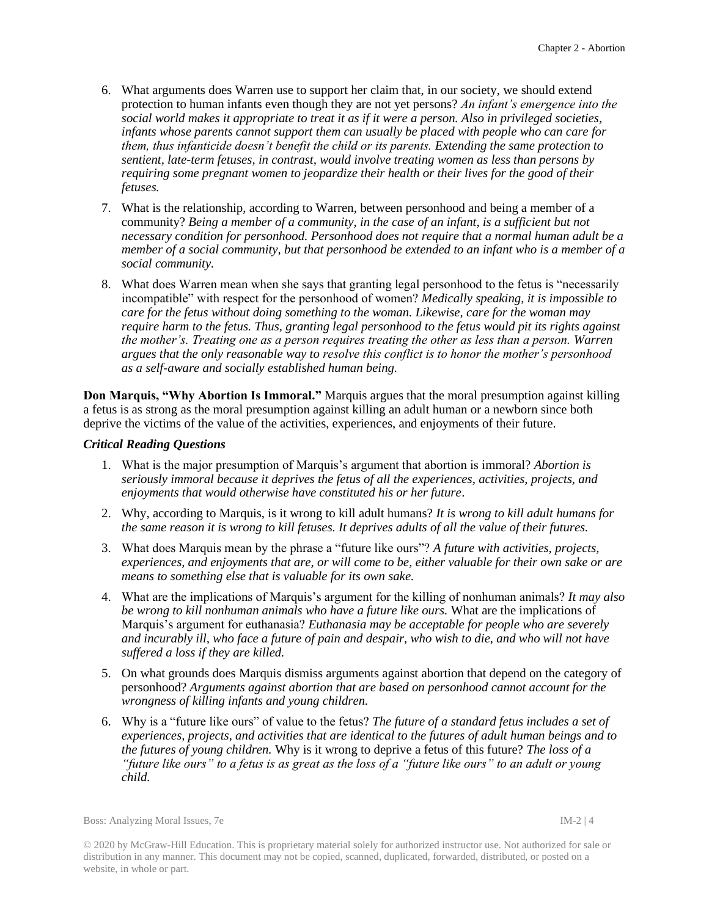6. What arguments does Warren use to support her claim that, in our society, we should extend protection to human infants even though they are not yet persons? *An infant's emergence into the social world makes it appropriate to treat it as if it were a person. Also in privileged societies, infants whose parents cannot support them can usually be placed with people who can care for them, thus infanticide doesn't benefit the child or its parents. Extending the same protection to sentient, late-term fetuses, in contrast, would involve treating women as less than persons by requiring some pregnant women to jeopardize their health or their lives for the good of their fetuses.*

7. What is the relationship, according to Warren, between personhood and being a member of a community? *Being a member of a community, in the case of an infant, is a sufficient but not necessary condition for personhood. Personhood does not require that a normal human adult be a member of a social community, but that personhood be extended to an infant who is a member of a social community.*

8. What does Warren mean when she says that granting legal personhood to the fetus is "necessarily incompatible" with respect for the personhood of women? *Medically speaking, it is impossible to care for the fetus without doing something to the woman. Likewise, care for the woman may require harm to the fetus. Thus, granting legal personhood to the fetus would pit its rights against the mother's. Treating one as a person requires treating the other as less than a person. Warren argues that the only reasonable way to resolve this conflict is to honor the mother's personhood as a self-aware and socially established human being.*

**Don Marquis, "Why Abortion Is Immoral."** Marquis argues that the moral presumption against killing a fetus is as strong as the moral presumption against killing an adult human or a newborn since both deprive the victims of the value of the activities, experiences, and enjoyments of their future.

***Critical Reading Questions***

1. What is the major presumption of Marquis's argument that abortion is immoral? *Abortion is seriously immoral because it deprives the fetus of all the experiences, activities, projects, and enjoyments that would otherwise have constituted his or her future*.

2. Why, according to Marquis, is it wrong to kill adult humans? *It is wrong to kill adult humans for the same reason it is wrong to kill fetuses. It deprives adults of all the value of their futures.*

3. What does Marquis mean by the phrase a "future like ours"? *A future with activities, projects, experiences, and enjoyments that are, or will come to be, either valuable for their own sake or are means to something else that is valuable for its own sake.*

4. What are the implications of Marquis's argument for the killing of nonhuman animals? *It may also be wrong to kill nonhuman animals who have a future like ours.* What are the implications of Marquis's argument for euthanasia? *Euthanasia may be acceptable for people who are severely and incurably ill, who face a future of pain and despair, who wish to die, and who will not have suffered a loss if they are killed.*

5. On what grounds does Marquis dismiss arguments against abortion that depend on the category of personhood? *Arguments against abortion that are based on personhood cannot account for the wrongness of killing infants and young children.*

6. Why is a "future like ours" of value to the fetus? *The future of a standard fetus includes a set of experiences, projects, and activities that are identical to the futures of adult human beings and to the futures of young children.* Why is it wrong to deprive a fetus of this future? *The loss of a "future like ours" to a fetus is as great as the loss of a "future like ours" to an adult or young child.*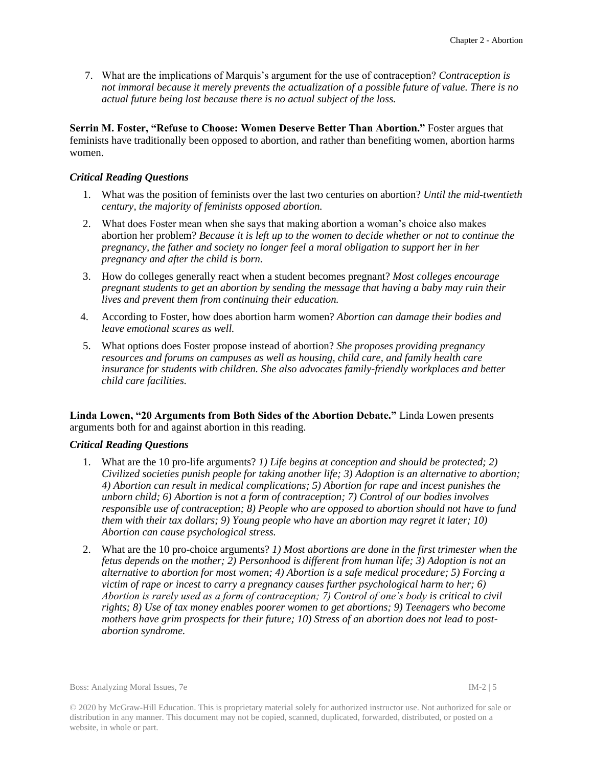7. What are the implications of Marquis's argument for the use of contraception? *Contraception is not immoral because it merely prevents the actualization of a possible future of value. There is no actual future being lost because there is no actual subject of the loss.*

**Serrin M. Foster, "Refuse to Choose: Women Deserve Better Than Abortion."** Foster argues that feminists have traditionally been opposed to abortion, and rather than benefiting women, abortion harms women.

***Critical Reading Questions***

1. What was the position of feminists over the last two centuries on abortion? *Until the mid-twentieth century, the majority of feminists opposed abortion.*
2. What does Foster mean when she says that making abortion a woman's choice also makes abortion her problem? *Because it is left up to the women to decide whether or not to continue the pregnancy, the father and society no longer feel a moral obligation to support her in her pregnancy and after the child is born.*
3. How do colleges generally react when a student becomes pregnant? *Most colleges encourage pregnant students to get an abortion by sending the message that having a baby may ruin their lives and prevent them from continuing their education.*
4. According to Foster, how does abortion harm women? *Abortion can damage their bodies and leave emotional scares as well.*
5. What options does Foster propose instead of abortion? *She proposes providing pregnancy resources and forums on campuses as well as housing, child care, and family health care insurance for students with children. She also advocates family-friendly workplaces and better child care facilities.*

**Linda Lowen, "20 Arguments from Both Sides of the Abortion Debate."** Linda Lowen presents arguments both for and against abortion in this reading.

***Critical Reading Questions***

1. What are the 10 pro-life arguments? *1) Life begins at conception and should be protected; 2) Civilized societies punish people for taking another life; 3) Adoption is an alternative to abortion; 4) Abortion can result in medical complications; 5) Abortion for rape and incest punishes the unborn child; 6) Abortion is not a form of contraception; 7) Control of our bodies involves responsible use of contraception; 8) People who are opposed to abortion should not have to fund them with their tax dollars; 9) Young people who have an abortion may regret it later; 10) Abortion can cause psychological stress.*
2. What are the 10 pro-choice arguments? *1) Most abortions are done in the first trimester when the fetus depends on the mother; 2) Personhood is different from human life; 3) Adoption is not an alternative to abortion for most women; 4) Abortion is a safe medical procedure; 5) Forcing a victim of rape or incest to carry a pregnancy causes further psychological harm to her; 6) Abortion is rarely used as a form of contraception; 7) Control of one's body is critical to civil rights; 8) Use of tax money enables poorer women to get abortions; 9) Teenagers who become mothers have grim prospects for their future; 10) Stress of an abortion does not lead to post-abortion syndrome.*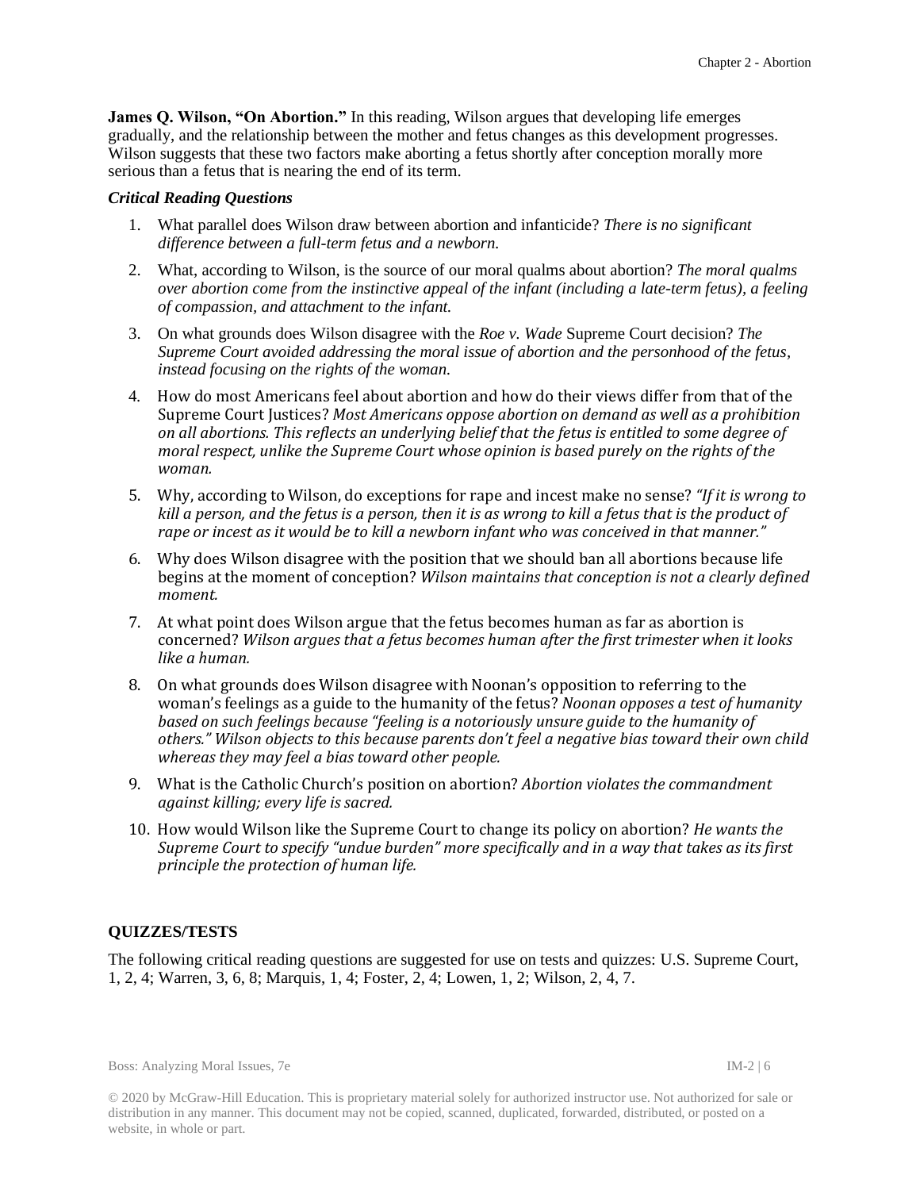**James Q. Wilson, "On Abortion."** In this reading, Wilson argues that developing life emerges gradually, and the relationship between the mother and fetus changes as this development progresses. Wilson suggests that these two factors make aborting a fetus shortly after conception morally more serious than a fetus that is nearing the end of its term.

### *Critical Reading Questions*

1. What parallel does Wilson draw between abortion and infanticide? *There is no significant difference between a full-term fetus and a newborn.*
2. What, according to Wilson, is the source of our moral qualms about abortion? *The moral qualms over abortion come from the instinctive appeal of the infant (including a late-term fetus), a feeling of compassion, and attachment to the infant.*
3. On what grounds does Wilson disagree with the *Roe v. Wade* Supreme Court decision? *The Supreme Court avoided addressing the moral issue of abortion and the personhood of the fetus, instead focusing on the rights of the woman.*
4. How do most Americans feel about abortion and how do their views differ from that of the Supreme Court Justices? *Most Americans oppose abortion on demand as well as a prohibition on all abortions. This reflects an underlying belief that the fetus is entitled to some degree of moral respect, unlike the Supreme Court whose opinion is based purely on the rights of the woman.*
5. Why, according to Wilson, do exceptions for rape and incest make no sense? *"If it is wrong to kill a person, and the fetus is a person, then it is as wrong to kill a fetus that is the product of rape or incest as it would be to kill a newborn infant who was conceived in that manner."*
6. Why does Wilson disagree with the position that we should ban all abortions because life begins at the moment of conception? *Wilson maintains that conception is not a clearly defined moment.*
7. At what point does Wilson argue that the fetus becomes human as far as abortion is concerned? *Wilson argues that a fetus becomes human after the first trimester when it looks like a human.*
8. On what grounds does Wilson disagree with Noonan's opposition to referring to the woman's feelings as a guide to the humanity of the fetus? *Noonan opposes a test of humanity based on such feelings because "feeling is a notoriously unsure guide to the humanity of others." Wilson objects to this because parents don't feel a negative bias toward their own child whereas they may feel a bias toward other people.*
9. What is the Catholic Church's position on abortion? *Abortion violates the commandment against killing; every life is sacred.*
10. How would Wilson like the Supreme Court to change its policy on abortion? *He wants the Supreme Court to specify "undue burden" more specifically and in a way that takes as its first principle the protection of human life.*

## QUIZZES/TESTS

The following critical reading questions are suggested for use on tests and quizzes: U.S. Supreme Court, 1, 2, 4; Warren, 3, 6, 8; Marquis, 1, 4; Foster, 2, 4; Lowen, 1, 2; Wilson, 2, 4, 7.